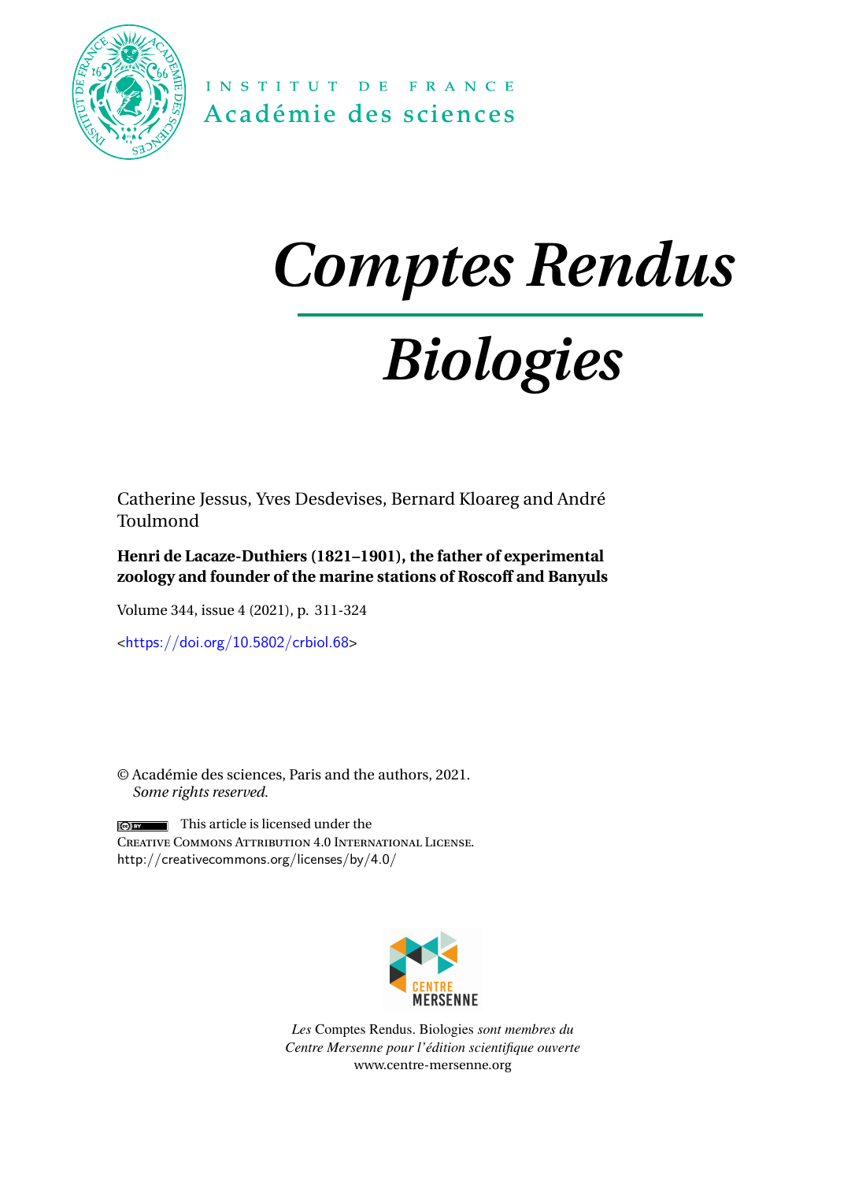INSTITUT DE FRANCE
Académie des sciences

# *Comptes Rendus*

# *Biologies*

Catherine Jessus, Yves Desdevises, Bernard Kloareg and André Toulmond

**Henri de Lacaze-Duthiers (1821–1901), the father of experimental zoology and founder of the marine stations of Roscoff and Banyuls**

Volume 344, issue 4 (2021), p. 311-324

<https://doi.org/10.5802/crbiol.68>

© Académie des sciences, Paris and the authors, 2021.
*Some rights reserved.*

This article is licensed under the
Creative Commons Attribution 4.0 International License.
http://creativecommons.org/licenses/by/4.0/

CENTRE MERSENNE

*Les* Comptes Rendus. Biologies *sont membres du Centre Mersenne pour l'édition scientifique ouverte*
www.centre-mersenne.org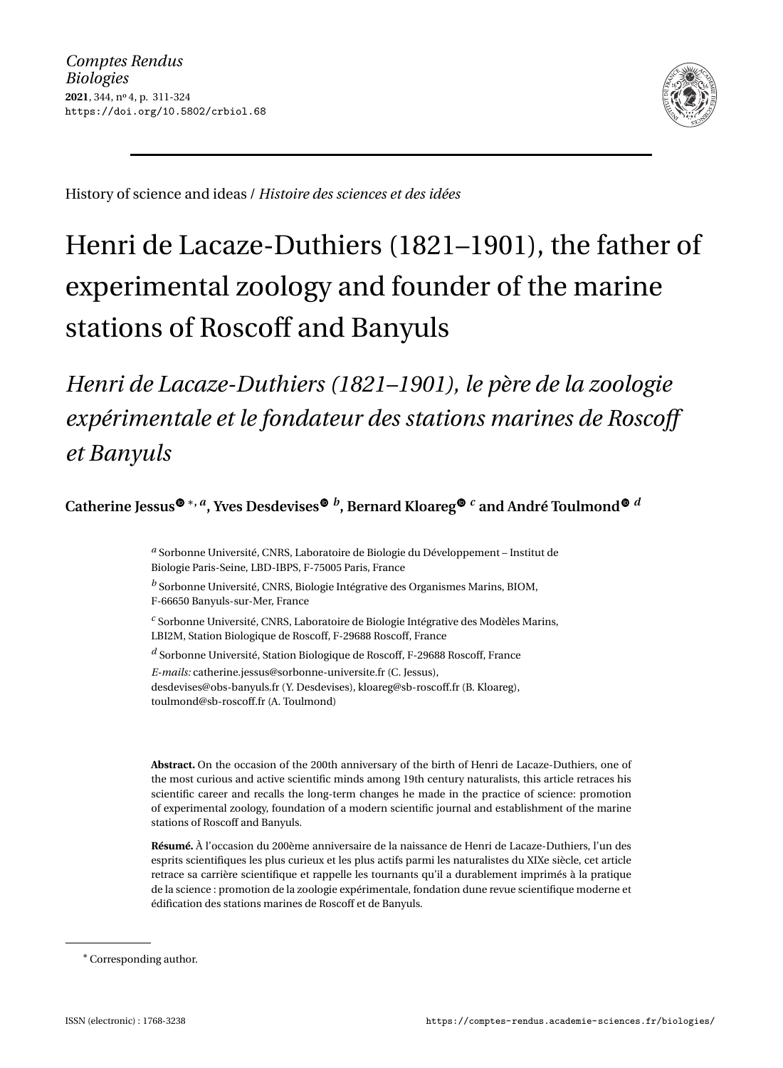History of science and ideas / *Histoire des sciences et des idées*

# Henri de Lacaze-Duthiers (1821–1901), the father of experimental zoology and founder of the marine stations of Roscoff and Banyuls

## *Henri de Lacaze-Duthiers (1821–1901), le père de la zoologie expérimentale et le fondateur des stations marines de Roscoff et Banyuls*

**Catherine Jessus** [*, a], **Yves Desdevises** [b], **Bernard Kloareg** [c] **and André Toulmond** [d]

[a] Sorbonne Université, CNRS, Laboratoire de Biologie du Développement – Institut de Biologie Paris-Seine, LBD-IBPS, F-75005 Paris, France

[b] Sorbonne Université, CNRS, Biologie Intégrative des Organismes Marins, BIOM, F-66650 Banyuls-sur-Mer, France

[c] Sorbonne Université, CNRS, Laboratoire de Biologie Intégrative des Modèles Marins, LBI2M, Station Biologique de Roscoff, F-29688 Roscoff, France

[d] Sorbonne Université, Station Biologique de Roscoff, F-29688 Roscoff, France

*E-mails:* catherine.jessus@sorbonne-universite.fr (C. Jessus), desdevises@obs-banyuls.fr (Y. Desdevises), kloareg@sb-roscoff.fr (B. Kloareg), toulmond@sb-roscoff.fr (A. Toulmond)

**Abstract.** On the occasion of the 200th anniversary of the birth of Henri de Lacaze-Duthiers, one of the most curious and active scientific minds among 19th century naturalists, this article retraces his scientific career and recalls the long-term changes he made in the practice of science: promotion of experimental zoology, foundation of a modern scientific journal and establishment of the marine stations of Roscoff and Banyuls.

**Résumé.** À l'occasion du 200ème anniversaire de la naissance de Henri de Lacaze-Duthiers, l'un des esprits scientifiques les plus curieux et les plus actifs parmi les naturalistes du XIXe siècle, cet article retrace sa carrière scientifique et rappelle les tournants qu'il a durablement imprimés à la pratique de la science : promotion de la zoologie expérimentale, fondation dune revue scientifique moderne et édification des stations marines de Roscoff et de Banyuls.

* Corresponding author.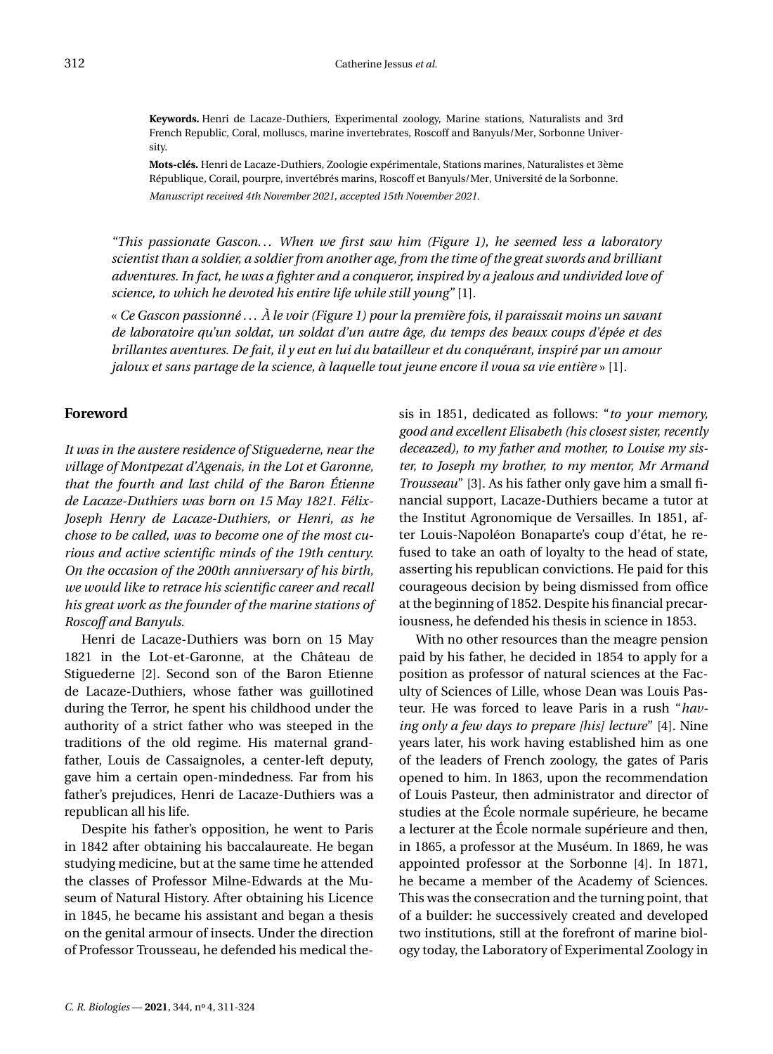**Keywords.** Henri de Lacaze-Duthiers, Experimental zoology, Marine stations, Naturalists and 3rd French Republic, Coral, molluscs, marine invertebrates, Roscoff and Banyuls/Mer, Sorbonne University.

**Mots-clés.** Henri de Lacaze-Duthiers, Zoologie expérimentale, Stations marines, Naturalistes et 3ème République, Corail, pourpre, invertébrés marins, Roscoff et Banyuls/Mer, Université de la Sorbonne.

*Manuscript received 4th November 2021, accepted 15th November 2021.*

*"This passionate Gascon... When we first saw him (Figure 1), he seemed less a laboratory scientist than a soldier, a soldier from another age, from the time of the great swords and brilliant adventures. In fact, he was a fighter and a conqueror, inspired by a jealous and undivided love of science, to which he devoted his entire life while still young"* [1].

« *Ce Gascon passionné ... À le voir (Figure 1) pour la première fois, il paraissait moins un savant de laboratoire qu'un soldat, un soldat d'un autre âge, du temps des beaux coups d'épée et des brillantes aventures. De fait, il y eut en lui du batailleur et du conquérant, inspiré par un amour jaloux et sans partage de la science, à laquelle tout jeune encore il voua sa vie entière* » [1].

## Foreword

*It was in the austere residence of Stiguederne, near the village of Montpezat d'Agenais, in the Lot et Garonne, that the fourth and last child of the Baron Étienne de Lacaze-Duthiers was born on 15 May 1821. Félix-Joseph Henry de Lacaze-Duthiers, or Henri, as he chose to be called, was to become one of the most curious and active scientific minds of the 19th century. On the occasion of the 200th anniversary of his birth, we would like to retrace his scientific career and recall his great work as the founder of the marine stations of Roscoff and Banyuls.*

Henri de Lacaze-Duthiers was born on 15 May 1821 in the Lot-et-Garonne, at the Château de Stiguederne [2]. Second son of the Baron Etienne de Lacaze-Duthiers, whose father was guillotined during the Terror, he spent his childhood under the authority of a strict father who was steeped in the traditions of the old regime. His maternal grandfather, Louis de Cassaignoles, a center-left deputy, gave him a certain open-mindedness. Far from his father's prejudices, Henri de Lacaze-Duthiers was a republican all his life.

Despite his father's opposition, he went to Paris in 1842 after obtaining his baccalaureate. He began studying medicine, but at the same time he attended the classes of Professor Milne-Edwards at the Museum of Natural History. After obtaining his Licence in 1845, he became his assistant and began a thesis on the genital armour of insects. Under the direction of Professor Trousseau, he defended his medical thesis in 1851, dedicated as follows: "*to your memory, good and excellent Elisabeth (his closest sister, recently deceazed), to my father and mother, to Louise my sister, to Joseph my brother, to my mentor, Mr Armand Trousseau*" [3]. As his father only gave him a small financial support, Lacaze-Duthiers became a tutor at the Institut Agronomique de Versailles. In 1851, after Louis-Napoléon Bonaparte's coup d'état, he refused to take an oath of loyalty to the head of state, asserting his republican convictions. He paid for this courageous decision by being dismissed from office at the beginning of 1852. Despite his financial precariousness, he defended his thesis in science in 1853.

With no other resources than the meagre pension paid by his father, he decided in 1854 to apply for a position as professor of natural sciences at the Faculty of Sciences of Lille, whose Dean was Louis Pasteur. He was forced to leave Paris in a rush "*having only a few days to prepare [his] lecture*" [4]. Nine years later, his work having established him as one of the leaders of French zoology, the gates of Paris opened to him. In 1863, upon the recommendation of Louis Pasteur, then administrator and director of studies at the École normale supérieure, he became a lecturer at the École normale supérieure and then, in 1865, a professor at the Muséum. In 1869, he was appointed professor at the Sorbonne [4]. In 1871, he became a member of the Academy of Sciences. This was the consecration and the turning point, that of a builder: he successively created and developed two institutions, still at the forefront of marine biology today, the Laboratory of Experimental Zoology in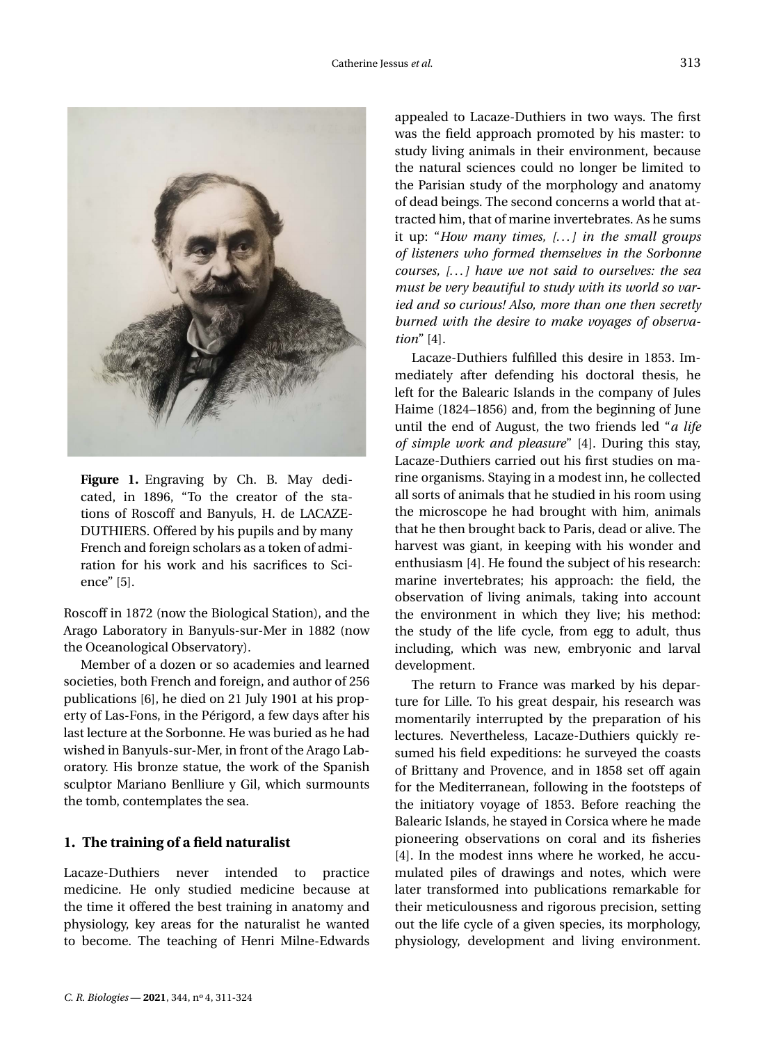**Figure 1.** Engraving by Ch. B. May dedicated, in 1896, "To the creator of the stations of Roscoff and Banyuls, H. de LACAZE-DUTHIERS. Offered by his pupils and by many French and foreign scholars as a token of admiration for his work and his sacrifices to Science" [5].

Roscoff in 1872 (now the Biological Station), and the Arago Laboratory in Banyuls-sur-Mer in 1882 (now the Oceanological Observatory).

Member of a dozen or so academies and learned societies, both French and foreign, and author of 256 publications [6], he died on 21 July 1901 at his property of Las-Fons, in the Périgord, a few days after his last lecture at the Sorbonne. He was buried as he had wished in Banyuls-sur-Mer, in front of the Arago Laboratory. His bronze statue, the work of the Spanish sculptor Mariano Benlliure y Gil, which surmounts the tomb, contemplates the sea.

## 1. The training of a field naturalist

Lacaze-Duthiers never intended to practice medicine. He only studied medicine because at the time it offered the best training in anatomy and physiology, key areas for the naturalist he wanted to become. The teaching of Henri Milne-Edwards appealed to Lacaze-Duthiers in two ways. The first was the field approach promoted by his master: to study living animals in their environment, because the natural sciences could no longer be limited to the Parisian study of the morphology and anatomy of dead beings. The second concerns a world that attracted him, that of marine invertebrates. As he sums it up: "*How many times, [...] in the small groups of listeners who formed themselves in the Sorbonne courses, [...] have we not said to ourselves: the sea must be very beautiful to study with its world so varied and so curious! Also, more than one then secretly burned with the desire to make voyages of observation*" [4].

Lacaze-Duthiers fulfilled this desire in 1853. Immediately after defending his doctoral thesis, he left for the Balearic Islands in the company of Jules Haime (1824–1856) and, from the beginning of June until the end of August, the two friends led "*a life of simple work and pleasure*" [4]. During this stay, Lacaze-Duthiers carried out his first studies on marine organisms. Staying in a modest inn, he collected all sorts of animals that he studied in his room using the microscope he had brought with him, animals that he then brought back to Paris, dead or alive. The harvest was giant, in keeping with his wonder and enthusiasm [4]. He found the subject of his research: marine invertebrates; his approach: the field, the observation of living animals, taking into account the environment in which they live; his method: the study of the life cycle, from egg to adult, thus including, which was new, embryonic and larval development.

The return to France was marked by his departure for Lille. To his great despair, his research was momentarily interrupted by the preparation of his lectures. Nevertheless, Lacaze-Duthiers quickly resumed his field expeditions: he surveyed the coasts of Brittany and Provence, and in 1858 set off again for the Mediterranean, following in the footsteps of the initiatory voyage of 1853. Before reaching the Balearic Islands, he stayed in Corsica where he made pioneering observations on coral and its fisheries [4]. In the modest inns where he worked, he accumulated piles of drawings and notes, which were later transformed into publications remarkable for their meticulousness and rigorous precision, setting out the life cycle of a given species, its morphology, physiology, development and living environment.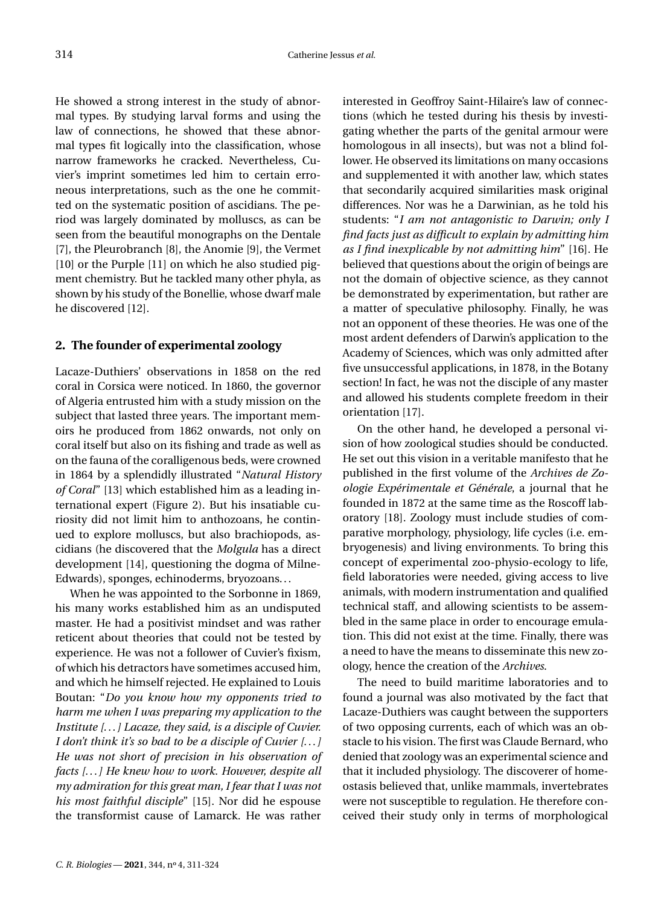He showed a strong interest in the study of abnormal types. By studying larval forms and using the law of connections, he showed that these abnormal types fit logically into the classification, whose narrow frameworks he cracked. Nevertheless, Cuvier's imprint sometimes led him to certain erroneous interpretations, such as the one he committed on the systematic position of ascidians. The period was largely dominated by molluscs, as can be seen from the beautiful monographs on the Dentale [7], the Pleurobranch [8], the Anomie [9], the Vermet [10] or the Purple [11] on which he also studied pigment chemistry. But he tackled many other phyla, as shown by his study of the Bonellie, whose dwarf male he discovered [12].

## 2. The founder of experimental zoology

Lacaze-Duthiers' observations in 1858 on the red coral in Corsica were noticed. In 1860, the governor of Algeria entrusted him with a study mission on the subject that lasted three years. The important memoirs he produced from 1862 onwards, not only on coral itself but also on its fishing and trade as well as on the fauna of the coralligenous beds, were crowned in 1864 by a splendidly illustrated "*Natural History of Coral*" [13] which established him as a leading international expert (Figure 2). But his insatiable curiosity did not limit him to anthozoans, he continued to explore molluscs, but also brachiopods, ascidians (he discovered that the *Molgula* has a direct development [14], questioning the dogma of Milne-Edwards), sponges, echinoderms, bryozoans...

When he was appointed to the Sorbonne in 1869, his many works established him as an undisputed master. He had a positivist mindset and was rather reticent about theories that could not be tested by experience. He was not a follower of Cuvier's fixism, of which his detractors have sometimes accused him, and which he himself rejected. He explained to Louis Boutan: "*Do you know how my opponents tried to harm me when I was preparing my application to the Institute [...] Lacaze, they said, is a disciple of Cuvier. I don't think it's so bad to be a disciple of Cuvier [...] He was not short of precision in his observation of facts [...] He knew how to work. However, despite all my admiration for this great man, I fear that I was not his most faithful disciple*" [15]. Nor did he espouse the transformist cause of Lamarck. He was rather interested in Geoffroy Saint-Hilaire's law of connections (which he tested during his thesis by investigating whether the parts of the genital armour were homologous in all insects), but was not a blind follower. He observed its limitations on many occasions and supplemented it with another law, which states that secondarily acquired similarities mask original differences. Nor was he a Darwinian, as he told his students: "*I am not antagonistic to Darwin; only I find facts just as difficult to explain by admitting him as I find inexplicable by not admitting him*" [16]. He believed that questions about the origin of beings are not the domain of objective science, as they cannot be demonstrated by experimentation, but rather are a matter of speculative philosophy. Finally, he was not an opponent of these theories. He was one of the most ardent defenders of Darwin's application to the Academy of Sciences, which was only admitted after five unsuccessful applications, in 1878, in the Botany section! In fact, he was not the disciple of any master and allowed his students complete freedom in their orientation [17].

On the other hand, he developed a personal vision of how zoological studies should be conducted. He set out this vision in a veritable manifesto that he published in the first volume of the *Archives de Zoologie Expérimentale et Générale*, a journal that he founded in 1872 at the same time as the Roscoff laboratory [18]. Zoology must include studies of comparative morphology, physiology, life cycles (i.e. embryogenesis) and living environments. To bring this concept of experimental zoo-physio-ecology to life, field laboratories were needed, giving access to live animals, with modern instrumentation and qualified technical staff, and allowing scientists to be assembled in the same place in order to encourage emulation. This did not exist at the time. Finally, there was a need to have the means to disseminate this new zoology, hence the creation of the *Archives*.

The need to build maritime laboratories and to found a journal was also motivated by the fact that Lacaze-Duthiers was caught between the supporters of two opposing currents, each of which was an obstacle to his vision. The first was Claude Bernard, who denied that zoology was an experimental science and that it included physiology. The discoverer of homeostasis believed that, unlike mammals, invertebrates were not susceptible to regulation. He therefore conceived their study only in terms of morphological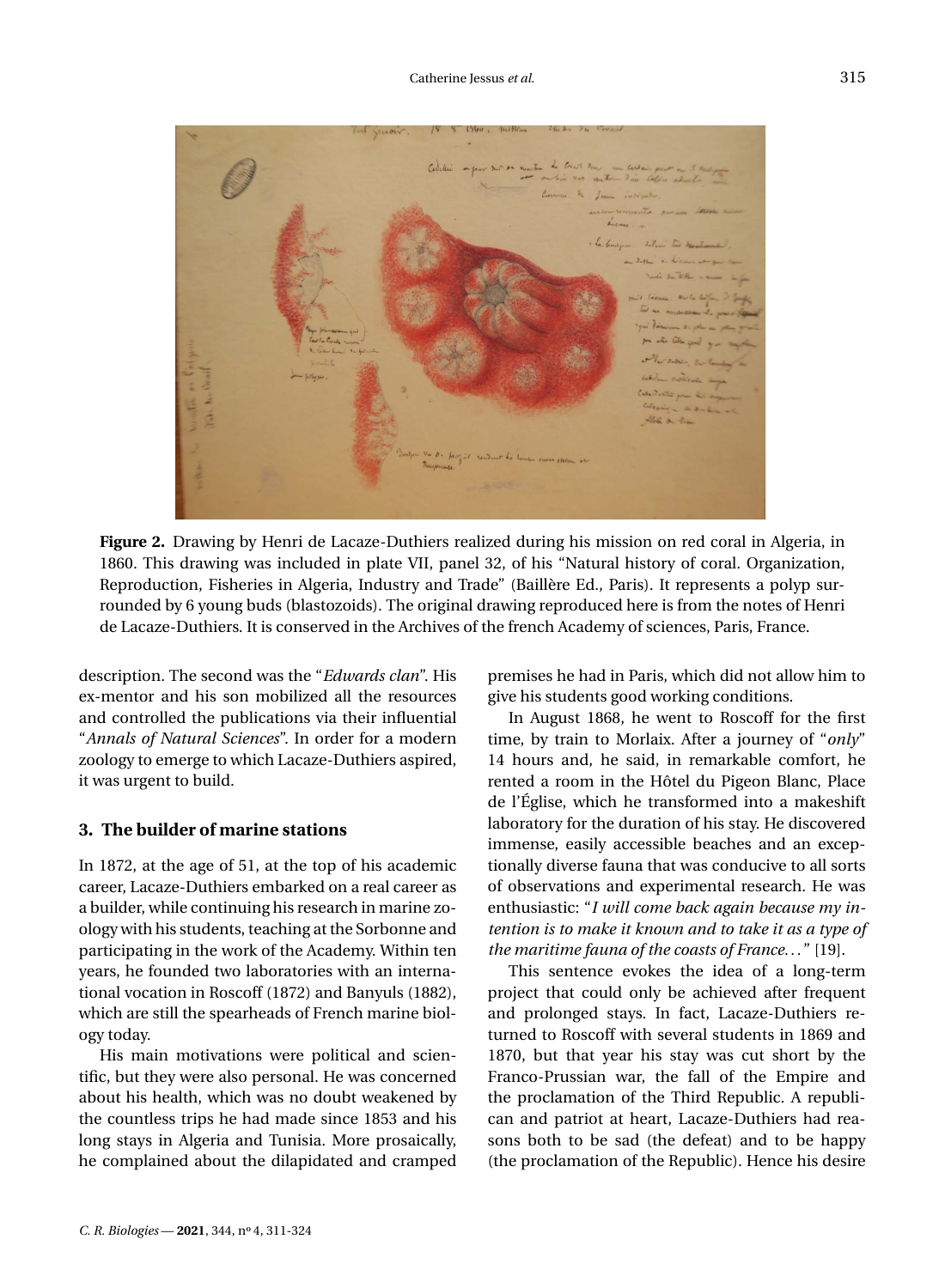**Figure 2.** Drawing by Henri de Lacaze-Duthiers realized during his mission on red coral in Algeria, in 1860. This drawing was included in plate VII, panel 32, of his "Natural history of coral. Organization, Reproduction, Fisheries in Algeria, Industry and Trade" (Baillère Ed., Paris). It represents a polyp surrounded by 6 young buds (blastozoids). The original drawing reproduced here is from the notes of Henri de Lacaze-Duthiers. It is conserved in the Archives of the french Academy of sciences, Paris, France.

description. The second was the "*Edwards clan*". His ex-mentor and his son mobilized all the resources and controlled the publications via their influential "*Annals of Natural Sciences*". In order for a modern zoology to emerge to which Lacaze-Duthiers aspired, it was urgent to build.

## 3. The builder of marine stations

In 1872, at the age of 51, at the top of his academic career, Lacaze-Duthiers embarked on a real career as a builder, while continuing his research in marine zoology with his students, teaching at the Sorbonne and participating in the work of the Academy. Within ten years, he founded two laboratories with an international vocation in Roscoff (1872) and Banyuls (1882), which are still the spearheads of French marine biology today.

His main motivations were political and scientific, but they were also personal. He was concerned about his health, which was no doubt weakened by the countless trips he had made since 1853 and his long stays in Algeria and Tunisia. More prosaically, he complained about the dilapidated and cramped premises he had in Paris, which did not allow him to give his students good working conditions.

In August 1868, he went to Roscoff for the first time, by train to Morlaix. After a journey of "*only*" 14 hours and, he said, in remarkable comfort, he rented a room in the Hôtel du Pigeon Blanc, Place de l'Église, which he transformed into a makeshift laboratory for the duration of his stay. He discovered immense, easily accessible beaches and an exceptionally diverse fauna that was conducive to all sorts of observations and experimental research. He was enthusiastic: "*I will come back again because my intention is to make it known and to take it as a type of the maritime fauna of the coasts of France...*" [19].

This sentence evokes the idea of a long-term project that could only be achieved after frequent and prolonged stays. In fact, Lacaze-Duthiers returned to Roscoff with several students in 1869 and 1870, but that year his stay was cut short by the Franco-Prussian war, the fall of the Empire and the proclamation of the Third Republic. A republican and patriot at heart, Lacaze-Duthiers had reasons both to be sad (the defeat) and to be happy (the proclamation of the Republic). Hence his desire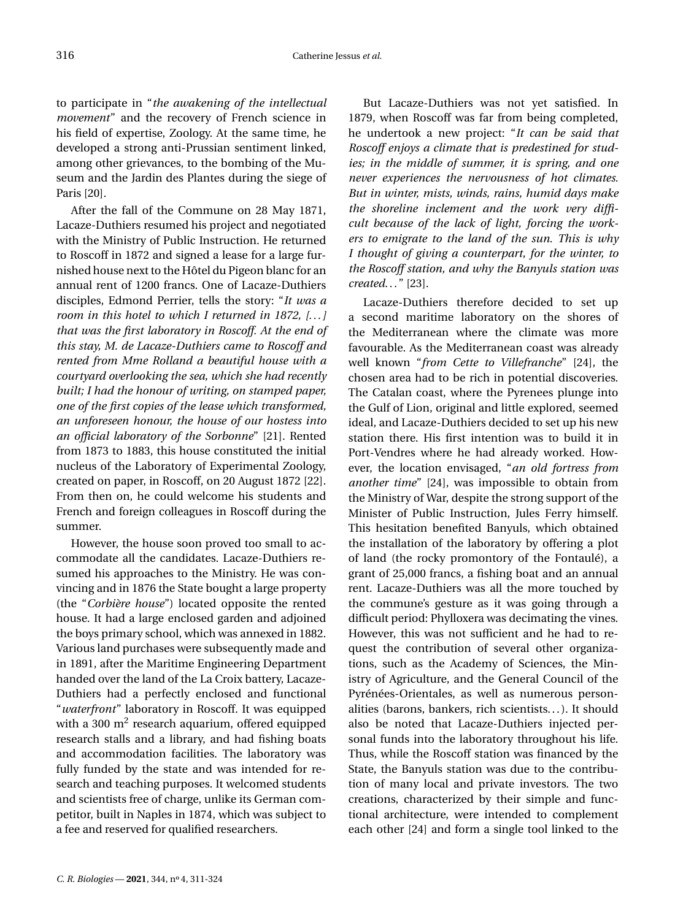to participate in "*the awakening of the intellectual movement*" and the recovery of French science in his field of expertise, Zoology. At the same time, he developed a strong anti-Prussian sentiment linked, among other grievances, to the bombing of the Museum and the Jardin des Plantes during the siege of Paris [20].

After the fall of the Commune on 28 May 1871, Lacaze-Duthiers resumed his project and negotiated with the Ministry of Public Instruction. He returned to Roscoff in 1872 and signed a lease for a large furnished house next to the Hôtel du Pigeon blanc for an annual rent of 1200 francs. One of Lacaze-Duthiers disciples, Edmond Perrier, tells the story: "*It was a room in this hotel to which I returned in 1872, [...] that was the first laboratory in Roscoff. At the end of this stay, M. de Lacaze-Duthiers came to Roscoff and rented from Mme Rolland a beautiful house with a courtyard overlooking the sea, which she had recently built; I had the honour of writing, on stamped paper, one of the first copies of the lease which transformed, an unforeseen honour, the house of our hostess into an official laboratory of the Sorbonne*" [21]. Rented from 1873 to 1883, this house constituted the initial nucleus of the Laboratory of Experimental Zoology, created on paper, in Roscoff, on 20 August 1872 [22]. From then on, he could welcome his students and French and foreign colleagues in Roscoff during the summer.

However, the house soon proved too small to accommodate all the candidates. Lacaze-Duthiers resumed his approaches to the Ministry. He was convincing and in 1876 the State bought a large property (the "*Corbière house*") located opposite the rented house. It had a large enclosed garden and adjoined the boys primary school, which was annexed in 1882. Various land purchases were subsequently made and in 1891, after the Maritime Engineering Department handed over the land of the La Croix battery, Lacaze-Duthiers had a perfectly enclosed and functional "*waterfront*" laboratory in Roscoff. It was equipped with a 300 $m^2$ research aquarium, offered equipped research stalls and a library, and had fishing boats and accommodation facilities. The laboratory was fully funded by the state and was intended for research and teaching purposes. It welcomed students and scientists free of charge, unlike its German competitor, built in Naples in 1874, which was subject to a fee and reserved for qualified researchers.

But Lacaze-Duthiers was not yet satisfied. In 1879, when Roscoff was far from being completed, he undertook a new project: "*It can be said that Roscoff enjoys a climate that is predestined for studies; in the middle of summer, it is spring, and one never experiences the nervousness of hot climates. But in winter, mists, winds, rains, humid days make the shoreline inclement and the work very difficult because of the lack of light, forcing the workers to emigrate to the land of the sun. This is why I thought of giving a counterpart, for the winter, to the Roscoff station, and why the Banyuls station was created...*" [23].

Lacaze-Duthiers therefore decided to set up a second maritime laboratory on the shores of the Mediterranean where the climate was more favourable. As the Mediterranean coast was already well known "*from Cette to Villefranche*" [24], the chosen area had to be rich in potential discoveries. The Catalan coast, where the Pyrenees plunge into the Gulf of Lion, original and little explored, seemed ideal, and Lacaze-Duthiers decided to set up his new station there. His first intention was to build it in Port-Vendres where he had already worked. However, the location envisaged, "*an old fortress from another time*" [24], was impossible to obtain from the Ministry of War, despite the strong support of the Minister of Public Instruction, Jules Ferry himself. This hesitation benefited Banyuls, which obtained the installation of the laboratory by offering a plot of land (the rocky promontory of the Fontaulé), a grant of 25,000 francs, a fishing boat and an annual rent. Lacaze-Duthiers was all the more touched by the commune's gesture as it was going through a difficult period: Phylloxera was decimating the vines. However, this was not sufficient and he had to request the contribution of several other organizations, such as the Academy of Sciences, the Ministry of Agriculture, and the General Council of the Pyrénées-Orientales, as well as numerous personalities (barons, bankers, rich scientists...). It should also be noted that Lacaze-Duthiers injected personal funds into the laboratory throughout his life. Thus, while the Roscoff station was financed by the State, the Banyuls station was due to the contribution of many local and private investors. The two creations, characterized by their simple and functional architecture, were intended to complement each other [24] and form a single tool linked to the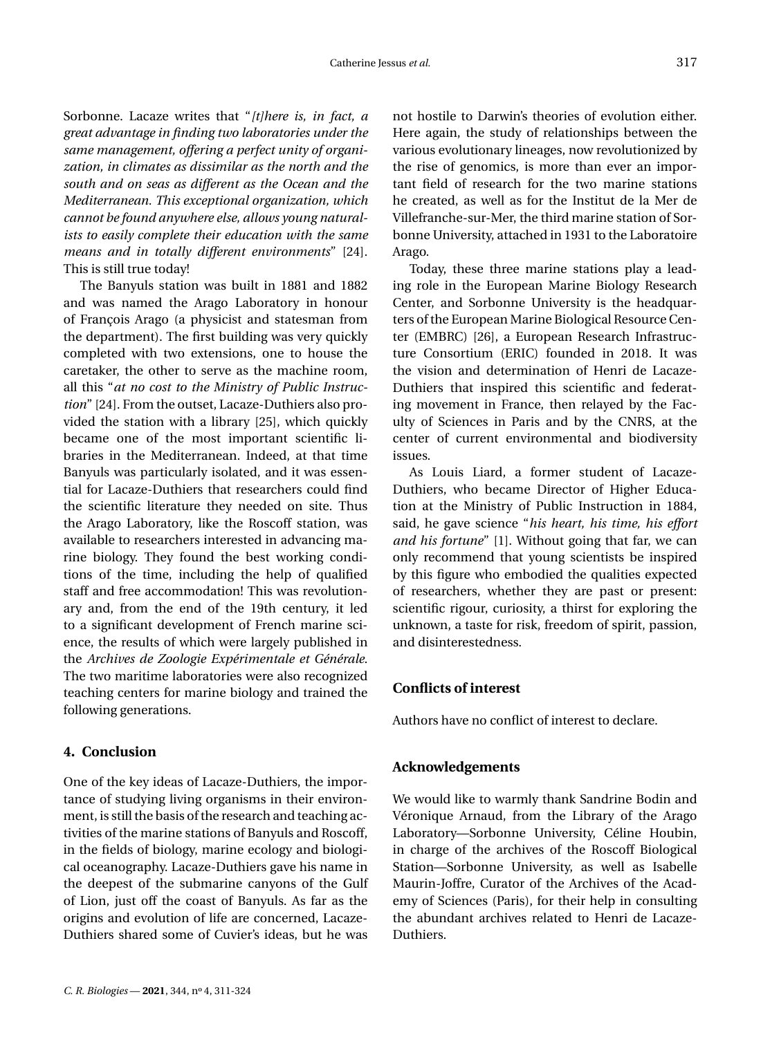Sorbonne. Lacaze writes that "*[t]here is, in fact, a great advantage in finding two laboratories under the same management, offering a perfect unity of organization, in climates as dissimilar as the north and the south and on seas as different as the Ocean and the Mediterranean. This exceptional organization, which cannot be found anywhere else, allows young naturalists to easily complete their education with the same means and in totally different environments*" [24]. This is still true today!

The Banyuls station was built in 1881 and 1882 and was named the Arago Laboratory in honour of François Arago (a physicist and statesman from the department). The first building was very quickly completed with two extensions, one to house the caretaker, the other to serve as the machine room, all this "*at no cost to the Ministry of Public Instruction*" [24]. From the outset, Lacaze-Duthiers also provided the station with a library [25], which quickly became one of the most important scientific libraries in the Mediterranean. Indeed, at that time Banyuls was particularly isolated, and it was essential for Lacaze-Duthiers that researchers could find the scientific literature they needed on site. Thus the Arago Laboratory, like the Roscoff station, was available to researchers interested in advancing marine biology. They found the best working conditions of the time, including the help of qualified staff and free accommodation! This was revolutionary and, from the end of the 19th century, it led to a significant development of French marine science, the results of which were largely published in the *Archives de Zoologie Expérimentale et Générale*. The two maritime laboratories were also recognized teaching centers for marine biology and trained the following generations.

## 4. Conclusion

One of the key ideas of Lacaze-Duthiers, the importance of studying living organisms in their environment, is still the basis of the research and teaching activities of the marine stations of Banyuls and Roscoff, in the fields of biology, marine ecology and biological oceanography. Lacaze-Duthiers gave his name in the deepest of the submarine canyons of the Gulf of Lion, just off the coast of Banyuls. As far as the origins and evolution of life are concerned, Lacaze-Duthiers shared some of Cuvier's ideas, but he was not hostile to Darwin's theories of evolution either. Here again, the study of relationships between the various evolutionary lineages, now revolutionized by the rise of genomics, is more than ever an important field of research for the two marine stations he created, as well as for the Institut de la Mer de Villefranche-sur-Mer, the third marine station of Sorbonne University, attached in 1931 to the Laboratoire Arago.

Today, these three marine stations play a leading role in the European Marine Biology Research Center, and Sorbonne University is the headquarters of the European Marine Biological Resource Center (EMBRC) [26], a European Research Infrastructure Consortium (ERIC) founded in 2018. It was the vision and determination of Henri de Lacaze-Duthiers that inspired this scientific and federating movement in France, then relayed by the Faculty of Sciences in Paris and by the CNRS, at the center of current environmental and biodiversity issues.

As Louis Liard, a former student of Lacaze-Duthiers, who became Director of Higher Education at the Ministry of Public Instruction in 1884, said, he gave science "*his heart, his time, his effort and his fortune*" [1]. Without going that far, we can only recommend that young scientists be inspired by this figure who embodied the qualities expected of researchers, whether they are past or present: scientific rigour, curiosity, a thirst for exploring the unknown, a taste for risk, freedom of spirit, passion, and disinterestedness.

## Conflicts of interest

Authors have no conflict of interest to declare.

## Acknowledgements

We would like to warmly thank Sandrine Bodin and Véronique Arnaud, from the Library of the Arago Laboratory—Sorbonne University, Céline Houbin, in charge of the archives of the Roscoff Biological Station—Sorbonne University, as well as Isabelle Maurin-Joffre, Curator of the Archives of the Academy of Sciences (Paris), for their help in consulting the abundant archives related to Henri de Lacaze-Duthiers.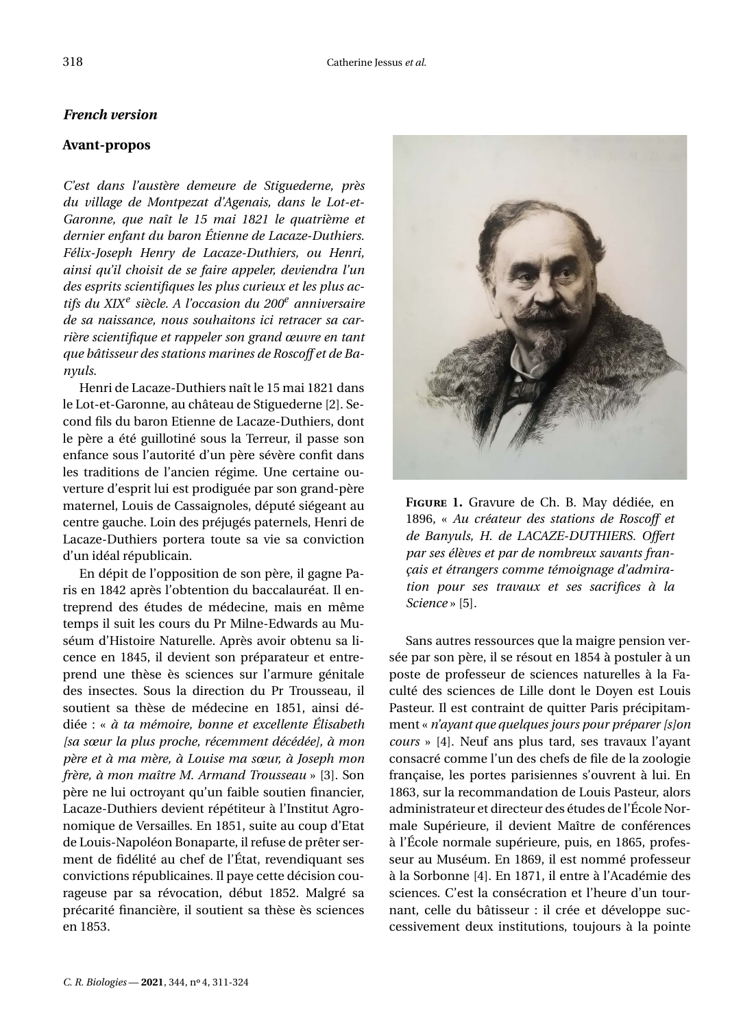### *French version*

### Avant-propos

*C'est dans l'austère demeure de Stiguederne, près du village de Montpezat d'Agenais, dans le Lot-et-Garonne, que naît le 15 mai 1821 le quatrième et dernier enfant du baron Étienne de Lacaze-Duthiers. Félix-Joseph Henry de Lacaze-Duthiers, ou Henri, ainsi qu'il choisit de se faire appeler, deviendra l'un des esprits scientifiques les plus curieux et les plus actifs du XIX<sup>e</sup> siècle. A l'occasion du 200<sup>e</sup> anniversaire de sa naissance, nous souhaitons ici retracer sa carrière scientifique et rappeler son grand œuvre en tant que bâtisseur des stations marines de Roscoff et de Banyuls.*

Henri de Lacaze-Duthiers naît le 15 mai 1821 dans le Lot-et-Garonne, au château de Stiguederne [2]. Second fils du baron Etienne de Lacaze-Duthiers, dont le père a été guillotiné sous la Terreur, il passe son enfance sous l'autorité d'un père sévère confit dans les traditions de l'ancien régime. Une certaine ouverture d'esprit lui est prodiguée par son grand-père maternel, Louis de Cassaignoles, député siégeant au centre gauche. Loin des préjugés paternels, Henri de Lacaze-Duthiers portera toute sa vie sa conviction d'un idéal républicain.

En dépit de l'opposition de son père, il gagne Paris en 1842 après l'obtention du baccalauréat. Il entreprend des études de médecine, mais en même temps il suit les cours du Pr Milne-Edwards au Muséum d'Histoire Naturelle. Après avoir obtenu sa licence en 1845, il devient son préparateur et entreprend une thèse ès sciences sur l'armure génitale des insectes. Sous la direction du Pr Trousseau, il soutient sa thèse de médecine en 1851, ainsi dédiée : « *à ta mémoire, bonne et excellente Élisabeth [sa sœur la plus proche, récemment décédée], à mon père et à ma mère, à Louise ma sœur, à Joseph mon frère, à mon maître M. Armand Trousseau* » [3]. Son père ne lui octroyant qu'un faible soutien financier, Lacaze-Duthiers devient répétiteur à l'Institut Agronomique de Versailles. En 1851, suite au coup d'Etat de Louis-Napoléon Bonaparte, il refuse de prêter serment de fidélité au chef de l'État, revendiquant ses convictions républicaines. Il paye cette décision courageuse par sa révocation, début 1852. Malgré sa précarité financière, il soutient sa thèse ès sciences en 1853.

**Figure 1.** Gravure de Ch. B. May dédiée, en 1896, « *Au créateur des stations de Roscoff et de Banyuls, H. de LACAZE-DUTHIERS. Offert par ses élèves et par de nombreux savants français et étrangers comme témoignage d'admiration pour ses travaux et ses sacrifices à la Science* » [5].

Sans autres ressources que la maigre pension versée par son père, il se résout en 1854 à postuler à un poste de professeur de sciences naturelles à la Faculté des sciences de Lille dont le Doyen est Louis Pasteur. Il est contraint de quitter Paris précipitamment « *n'ayant que quelques jours pour préparer [s]on cours* » [4]. Neuf ans plus tard, ses travaux l'ayant consacré comme l'un des chefs de file de la zoologie française, les portes parisiennes s'ouvrent à lui. En 1863, sur la recommandation de Louis Pasteur, alors administrateur et directeur des études de l'École Normale Supérieure, il devient Maître de conférences à l'École normale supérieure, puis, en 1865, professeur au Muséum. En 1869, il est nommé professeur à la Sorbonne [4]. En 1871, il entre à l'Académie des sciences. C'est la consécration et l'heure d'un tournant, celle du bâtisseur : il crée et développe successivement deux institutions, toujours à la pointe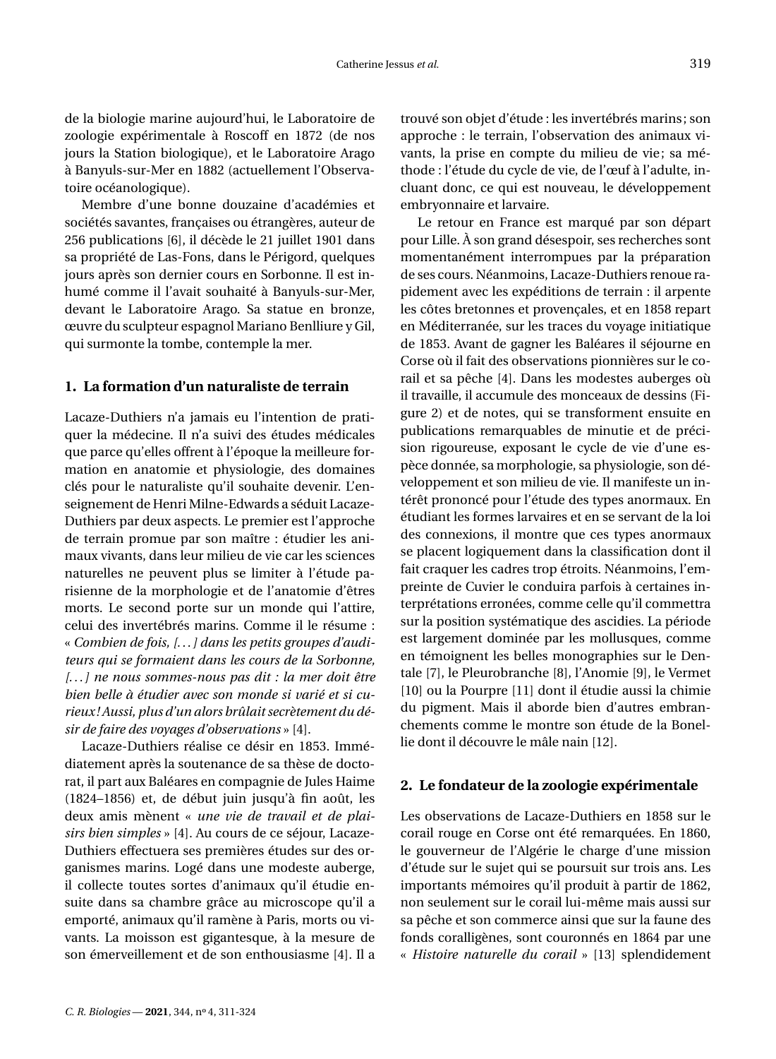de la biologie marine aujourd'hui, le Laboratoire de zoologie expérimentale à Roscoff en 1872 (de nos jours la Station biologique), et le Laboratoire Arago à Banyuls-sur-Mer en 1882 (actuellement l'Observatoire océanologique).

Membre d'une bonne douzaine d'académies et sociétés savantes, françaises ou étrangères, auteur de 256 publications [6], il décède le 21 juillet 1901 dans sa propriété de Las-Fons, dans le Périgord, quelques jours après son dernier cours en Sorbonne. Il est inhumé comme il l'avait souhaité à Banyuls-sur-Mer, devant le Laboratoire Arago. Sa statue en bronze, œuvre du sculpteur espagnol Mariano Benlliure y Gil, qui surmonte la tombe, contemple la mer.

## 1. La formation d'un naturaliste de terrain

Lacaze-Duthiers n'a jamais eu l'intention de pratiquer la médecine. Il n'a suivi des études médicales que parce qu'elles offrent à l'époque la meilleure formation en anatomie et physiologie, des domaines clés pour le naturaliste qu'il souhaite devenir. L'enseignement de Henri Milne-Edwards a séduit Lacaze-Duthiers par deux aspects. Le premier est l'approche de terrain promue par son maître : étudier les animaux vivants, dans leur milieu de vie car les sciences naturelles ne peuvent plus se limiter à l'étude parisienne de la morphologie et de l'anatomie d'êtres morts. Le second porte sur un monde qui l'attire, celui des invertébrés marins. Comme il le résume : « *Combien de fois, [...] dans les petits groupes d'auditeurs qui se formaient dans les cours de la Sorbonne, [...] ne nous sommes-nous pas dit : la mer doit être bien belle à étudier avec son monde si varié et si curieux ! Aussi, plus d'un alors brûlait secrètement du désir de faire des voyages d'observations* » [4].

Lacaze-Duthiers réalise ce désir en 1853. Immédiatement après la soutenance de sa thèse de doctorat, il part aux Baléares en compagnie de Jules Haime (1824–1856) et, de début juin jusqu'à fin août, les deux amis mènent « *une vie de travail et de plaisirs bien simples* » [4]. Au cours de ce séjour, Lacaze-Duthiers effectuera ses premières études sur des organismes marins. Logé dans une modeste auberge, il collecte toutes sortes d'animaux qu'il étudie ensuite dans sa chambre grâce au microscope qu'il a emporté, animaux qu'il ramène à Paris, morts ou vivants. La moisson est gigantesque, à la mesure de son émerveillement et de son enthousiasme [4]. Il a trouvé son objet d'étude : les invertébrés marins ; son approche : le terrain, l'observation des animaux vivants, la prise en compte du milieu de vie ; sa méthode : l'étude du cycle de vie, de l'œuf à l'adulte, incluant donc, ce qui est nouveau, le développement embryonnaire et larvaire.

Le retour en France est marqué par son départ pour Lille. À son grand désespoir, ses recherches sont momentanément interrompues par la préparation de ses cours. Néanmoins, Lacaze-Duthiers renoue rapidement avec les expéditions de terrain : il arpente les côtes bretonnes et provençales, et en 1858 repart en Méditerranée, sur les traces du voyage initiatique de 1853. Avant de gagner les Baléares il séjourne en Corse où il fait des observations pionnières sur le corail et sa pêche [4]. Dans les modestes auberges où il travaille, il accumule des monceaux de dessins (Figure 2) et de notes, qui se transforment ensuite en publications remarquables de minutie et de précision rigoureuse, exposant le cycle de vie d'une espèce donnée, sa morphologie, sa physiologie, son développement et son milieu de vie. Il manifeste un intérêt prononcé pour l'étude des types anormaux. En étudiant les formes larvaires et en se servant de la loi des connexions, il montre que ces types anormaux se placent logiquement dans la classification dont il fait craquer les cadres trop étroits. Néanmoins, l'empreinte de Cuvier le conduira parfois à certaines interprétations erronées, comme celle qu'il commettra sur la position systématique des ascidies. La période est largement dominée par les mollusques, comme en témoignent les belles monographies sur le Dentale [7], le Pleurobranche [8], l'Anomie [9], le Vermet [10] ou la Pourpre [11] dont il étudie aussi la chimie du pigment. Mais il aborde bien d'autres embranchements comme le montre son étude de la Bonellie dont il découvre le mâle nain [12].

## 2. Le fondateur de la zoologie expérimentale

Les observations de Lacaze-Duthiers en 1858 sur le corail rouge en Corse ont été remarquées. En 1860, le gouverneur de l'Algérie le charge d'une mission d'étude sur le sujet qui se poursuit sur trois ans. Les importants mémoires qu'il produit à partir de 1862, non seulement sur le corail lui-même mais aussi sur sa pêche et son commerce ainsi que sur la faune des fonds coralligènes, sont couronnés en 1864 par une « *Histoire naturelle du corail* » [13] splendidement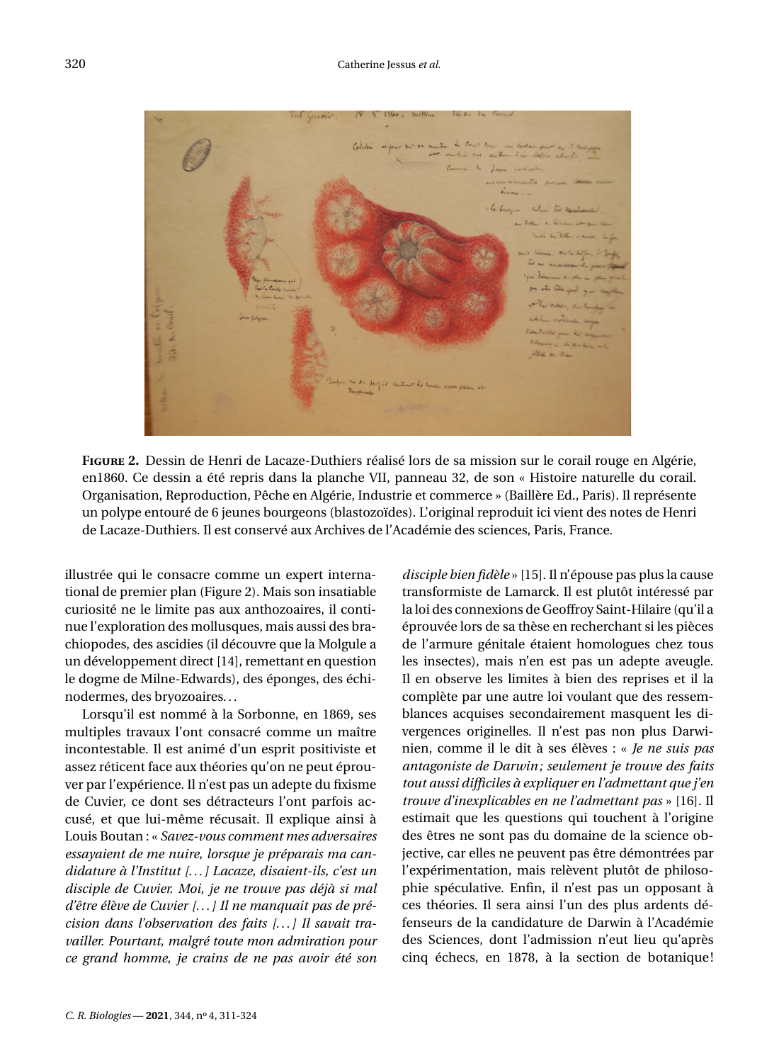**FIGURE 2.** Dessin de Henri de Lacaze-Duthiers réalisé lors de sa mission sur le corail rouge en Algérie, en1860. Ce dessin a été repris dans la planche VII, panneau 32, de son « Histoire naturelle du corail. Organisation, Reproduction, Pêche en Algérie, Industrie et commerce » (Baillère Ed., Paris). Il représente un polype entouré de 6 jeunes bourgeons (blastozoïdes). L'original reproduit ici vient des notes de Henri de Lacaze-Duthiers. Il est conservé aux Archives de l'Académie des sciences, Paris, France.

illustrée qui le consacre comme un expert international de premier plan (Figure 2). Mais son insatiable curiosité ne le limite pas aux anthozoaires, il continue l'exploration des mollusques, mais aussi des brachiopodes, des ascidies (il découvre que la Molgule a un développement direct [14], remettant en question le dogme de Milne-Edwards), des éponges, des échinodermes, des bryozoaires...

Lorsqu'il est nommé à la Sorbonne, en 1869, ses multiples travaux l'ont consacré comme un maître incontestable. Il est animé d'un esprit positiviste et assez réticent face aux théories qu'on ne peut éprouver par l'expérience. Il n'est pas un adepte du fixisme de Cuvier, ce dont ses détracteurs l'ont parfois accusé, et que lui-même récusait. Il explique ainsi à Louis Boutan : « *Savez-vous comment mes adversaires essayaient de me nuire, lorsque je préparais ma candidature à l'Institut [...] Lacaze, disaient-ils, c'est un disciple de Cuvier. Moi, je ne trouve pas déjà si mal d'être élève de Cuvier [...] Il ne manquait pas de précision dans l'observation des faits [...] Il savait travailler. Pourtant, malgré toute mon admiration pour ce grand homme, je crains de ne pas avoir été son disciple bien fidèle* » [15]. Il n'épouse pas plus la cause transformiste de Lamarck. Il est plutôt intéressé par la loi des connexions de Geoffroy Saint-Hilaire (qu'il a éprouvée lors de sa thèse en recherchant si les pièces de l'armure génitale étaient homologues chez tous les insectes), mais n'en est pas un adepte aveugle. Il en observe les limites à bien des reprises et il la complète par une autre loi voulant que des ressemblances acquises secondairement masquent les divergences originelles. Il n'est pas non plus Darwinien, comme il le dit à ses élèves : « *Je ne suis pas antagoniste de Darwin; seulement je trouve des faits tout aussi difficiles à expliquer en l'admettant que j'en trouve d'inexplicables en ne l'admettant pas* » [16]. Il estimait que les questions qui touchent à l'origine des êtres ne sont pas du domaine de la science objective, car elles ne peuvent pas être démontrées par l'expérimentation, mais relèvent plutôt de philosophie spéculative. Enfin, il n'est pas un opposant à ces théories. Il sera ainsi l'un des plus ardents défenseurs de la candidature de Darwin à l'Académie des Sciences, dont l'admission n'eut lieu qu'après cinq échecs, en 1878, à la section de botanique!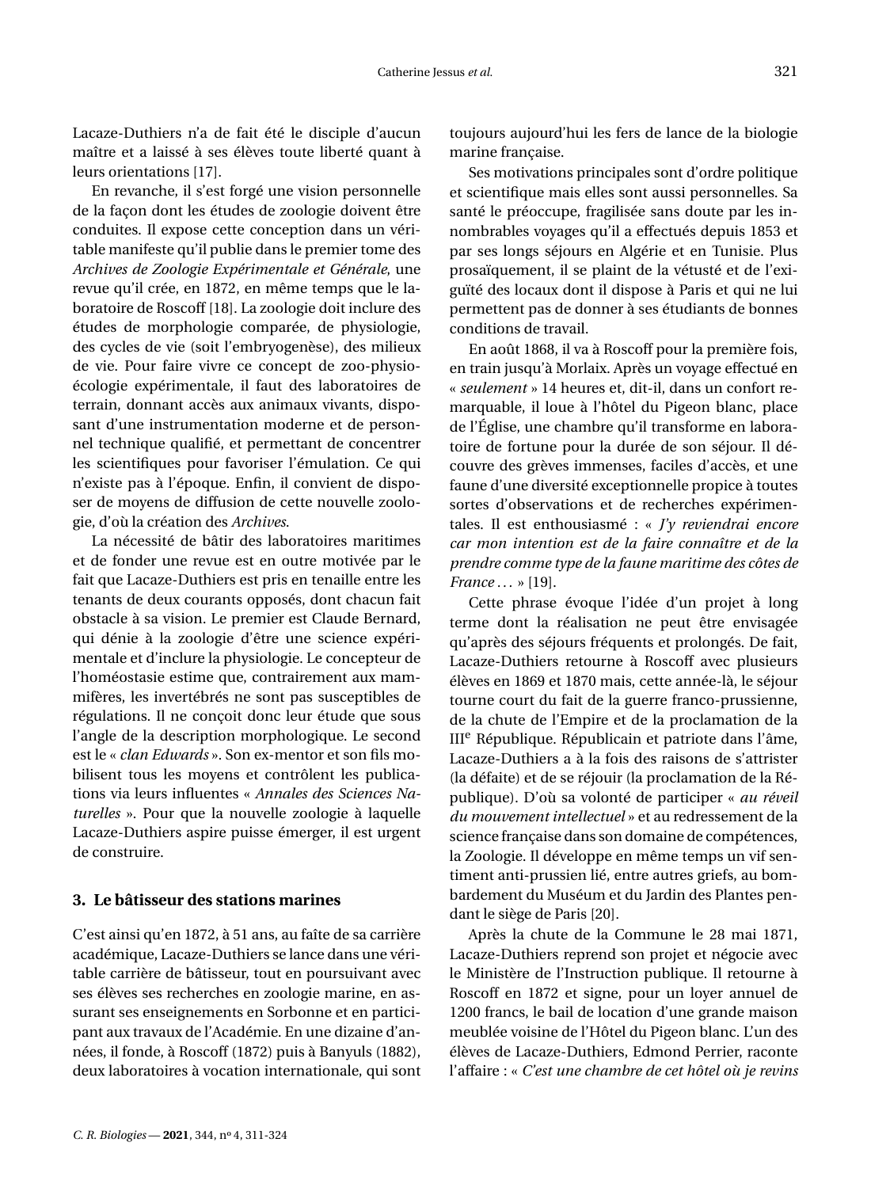Lacaze-Duthiers n'a de fait été le disciple d'aucun maître et a laissé à ses élèves toute liberté quant à leurs orientations [17].

En revanche, il s'est forgé une vision personnelle de la façon dont les études de zoologie doivent être conduites. Il expose cette conception dans un véritable manifeste qu'il publie dans le premier tome des *Archives de Zoologie Expérimentale et Générale*, une revue qu'il crée, en 1872, en même temps que le laboratoire de Roscoff [18]. La zoologie doit inclure des études de morphologie comparée, de physiologie, des cycles de vie (soit l'embryogenèse), des milieux de vie. Pour faire vivre ce concept de zoo-physio-écologie expérimentale, il faut des laboratoires de terrain, donnant accès aux animaux vivants, disposant d'une instrumentation moderne et de personnel technique qualifié, et permettant de concentrer les scientifiques pour favoriser l'émulation. Ce qui n'existe pas à l'époque. Enfin, il convient de disposer de moyens de diffusion de cette nouvelle zoologie, d'où la création des *Archives*.

La nécessité de bâtir des laboratoires maritimes et de fonder une revue est en outre motivée par le fait que Lacaze-Duthiers est pris en tenaille entre les tenants de deux courants opposés, dont chacun fait obstacle à sa vision. Le premier est Claude Bernard, qui dénie à la zoologie d'être une science expérimentale et d'inclure la physiologie. Le concepteur de l'homéostasie estime que, contrairement aux mammifères, les invertébrés ne sont pas susceptibles de régulations. Il ne conçoit donc leur étude que sous l'angle de la description morphologique. Le second est le « *clan Edwards* ». Son ex-mentor et son fils mobilisent tous les moyens et contrôlent les publications via leurs influentes « *Annales des Sciences Naturelles* ». Pour que la nouvelle zoologie à laquelle Lacaze-Duthiers aspire puisse émerger, il est urgent de construire.

## 3. Le bâtisseur des stations marines

C'est ainsi qu'en 1872, à 51 ans, au faîte de sa carrière académique, Lacaze-Duthiers se lance dans une véritable carrière de bâtisseur, tout en poursuivant avec ses élèves ses recherches en zoologie marine, en assurant ses enseignements en Sorbonne et en participant aux travaux de l'Académie. En une dizaine d'années, il fonde, à Roscoff (1872) puis à Banyuls (1882), deux laboratoires à vocation internationale, qui sont toujours aujourd'hui les fers de lance de la biologie marine française.

Ses motivations principales sont d'ordre politique et scientifique mais elles sont aussi personnelles. Sa santé le préoccupe, fragilisée sans doute par les innombrables voyages qu'il a effectués depuis 1853 et par ses longs séjours en Algérie et en Tunisie. Plus prosaïquement, il se plaint de la vétusté et de l'exiguïté des locaux dont il dispose à Paris et qui ne lui permettent pas de donner à ses étudiants de bonnes conditions de travail.

En août 1868, il va à Roscoff pour la première fois, en train jusqu'à Morlaix. Après un voyage effectué en « *seulement* » 14 heures et, dit-il, dans un confort remarquable, il loue à l'hôtel du Pigeon blanc, place de l'Église, une chambre qu'il transforme en laboratoire de fortune pour la durée de son séjour. Il découvre des grèves immenses, faciles d'accès, et une faune d'une diversité exceptionnelle propice à toutes sortes d'observations et de recherches expérimentales. Il est enthousiasmé : « *J'y reviendrai encore car mon intention est de la faire connaître et de la prendre comme type de la faune maritime des côtes de France ...* » [19].

Cette phrase évoque l'idée d'un projet à long terme dont la réalisation ne peut être envisagée qu'après des séjours fréquents et prolongés. De fait, Lacaze-Duthiers retourne à Roscoff avec plusieurs élèves en 1869 et 1870 mais, cette année-là, le séjour tourne court du fait de la guerre franco-prussienne, de la chute de l'Empire et de la proclamation de la III^e République. Républicain et patriote dans l'âme, Lacaze-Duthiers a à la fois des raisons de s'attrister (la défaite) et de se réjouir (la proclamation de la République). D'où sa volonté de participer « *au réveil du mouvement intellectuel* » et au redressement de la science française dans son domaine de compétences, la Zoologie. Il développe en même temps un vif sentiment anti-prussien lié, entre autres griefs, au bombardement du Muséum et du Jardin des Plantes pendant le siège de Paris [20].

Après la chute de la Commune le 28 mai 1871, Lacaze-Duthiers reprend son projet et négocie avec le Ministère de l'Instruction publique. Il retourne à Roscoff en 1872 et signe, pour un loyer annuel de 1200 francs, le bail de location d'une grande maison meublée voisine de l'Hôtel du Pigeon blanc. L'un des élèves de Lacaze-Duthiers, Edmond Perrier, raconte l'affaire : « *C'est une chambre de cet hôtel où je revins*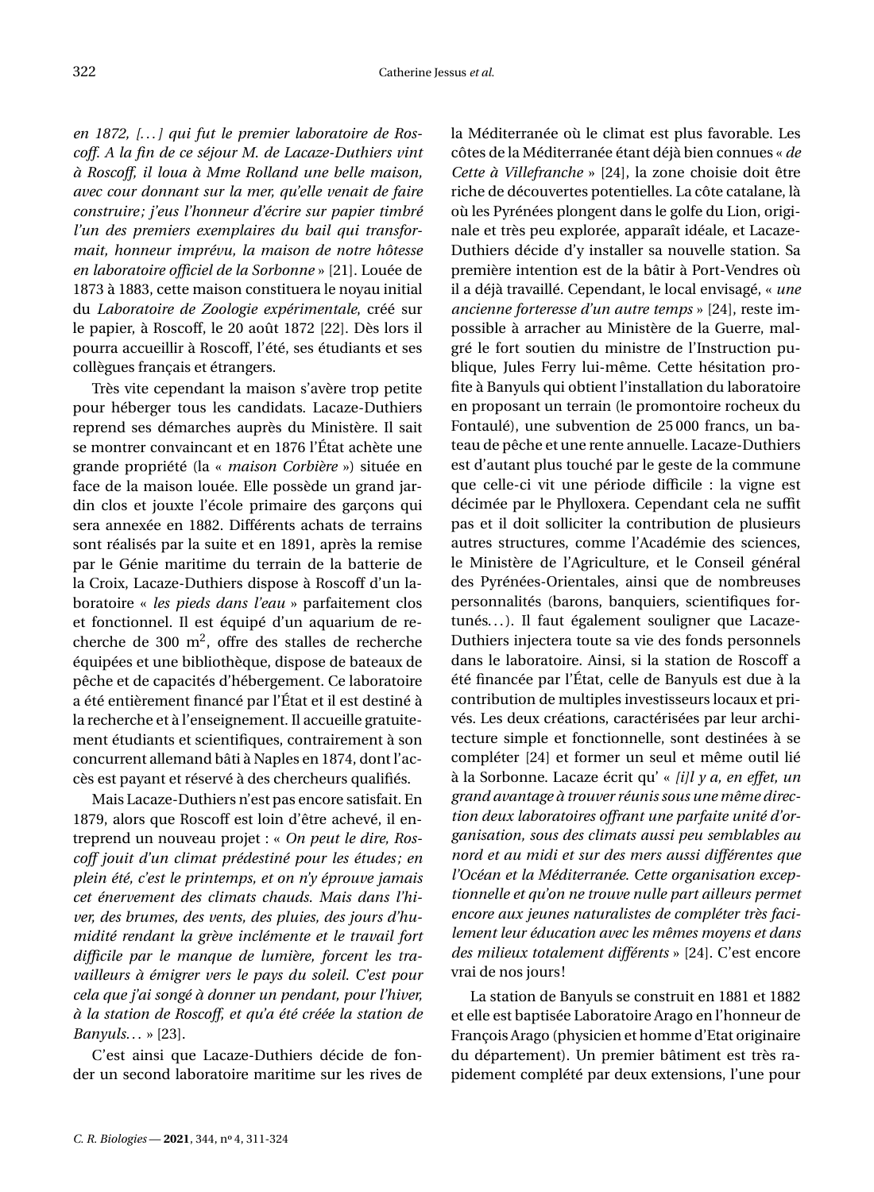*en 1872, [...] qui fut le premier laboratoire de Roscoff. A la fin de ce séjour M. de Lacaze-Duthiers vint à Roscoff, il loua à Mme Rolland une belle maison, avec cour donnant sur la mer, qu'elle venait de faire construire; j'eus l'honneur d'écrire sur papier timbré l'un des premiers exemplaires du bail qui transformait, honneur imprévu, la maison de notre hôtesse en laboratoire officiel de la Sorbonne* » [21]. Louée de 1873 à 1883, cette maison constituera le noyau initial du *Laboratoire de Zoologie expérimentale*, créé sur le papier, à Roscoff, le 20 août 1872 [22]. Dès lors il pourra accueillir à Roscoff, l'été, ses étudiants et ses collègues français et étrangers.

Très vite cependant la maison s'avère trop petite pour héberger tous les candidats. Lacaze-Duthiers reprend ses démarches auprès du Ministère. Il sait se montrer convaincant et en 1876 l'État achète une grande propriété (la « *maison Corbière* ») située en face de la maison louée. Elle possède un grand jardin clos et jouxte l'école primaire des garçons qui sera annexée en 1882. Différents achats de terrains sont réalisés par la suite et en 1891, après la remise par le Génie maritime du terrain de la batterie de la Croix, Lacaze-Duthiers dispose à Roscoff d'un laboratoire « *les pieds dans l'eau* » parfaitement clos et fonctionnel. Il est équipé d'un aquarium de recherche de 300 $m^2$, offre des stalles de recherche équipées et une bibliothèque, dispose de bateaux de pêche et de capacités d'hébergement. Ce laboratoire a été entièrement financé par l'État et il est destiné à la recherche et à l'enseignement. Il accueille gratuitement étudiants et scientifiques, contrairement à son concurrent allemand bâti à Naples en 1874, dont l'accès est payant et réservé à des chercheurs qualifiés.

Mais Lacaze-Duthiers n'est pas encore satisfait. En 1879, alors que Roscoff est loin d'être achevé, il entreprend un nouveau projet : « *On peut le dire, Roscoff jouit d'un climat prédestiné pour les études; en plein été, c'est le printemps, et on n'y éprouve jamais cet énervement des climats chauds. Mais dans l'hiver, des brumes, des vents, des pluies, des jours d'humidité rendant la grève inclémente et le travail fort difficile par le manque de lumière, forcent les travailleurs à émigrer vers le pays du soleil. C'est pour cela que j'ai songé à donner un pendant, pour l'hiver, à la station de Roscoff, et qu'a été créée la station de Banyuls...* » [23].

C'est ainsi que Lacaze-Duthiers décide de fonder un second laboratoire maritime sur les rives de la Méditerranée où le climat est plus favorable. Les côtes de la Méditerranée étant déjà bien connues « *de Cette à Villefranche* » [24], la zone choisie doit être riche de découvertes potentielles. La côte catalane, là où les Pyrénées plongent dans le golfe du Lion, originale et très peu explorée, apparaît idéale, et Lacaze-Duthiers décide d'y installer sa nouvelle station. Sa première intention est de la bâtir à Port-Vendres où il a déjà travaillé. Cependant, le local envisagé, « *une ancienne forteresse d'un autre temps* » [24], reste impossible à arracher au Ministère de la Guerre, malgré le fort soutien du ministre de l'Instruction publique, Jules Ferry lui-même. Cette hésitation profite à Banyuls qui obtient l'installation du laboratoire en proposant un terrain (le promontoire rocheux du Fontaulé), une subvention de 25 000 francs, un bateau de pêche et une rente annuelle. Lacaze-Duthiers est d'autant plus touché par le geste de la commune que celle-ci vit une période difficile : la vigne est décimée par le Phylloxera. Cependant cela ne suffit pas et il doit solliciter la contribution de plusieurs autres structures, comme l'Académie des sciences, le Ministère de l'Agriculture, et le Conseil général des Pyrénées-Orientales, ainsi que de nombreuses personnalités (barons, banquiers, scientifiques fortunés...). Il faut également souligner que Lacaze-Duthiers injectera toute sa vie des fonds personnels dans le laboratoire. Ainsi, si la station de Roscoff a été financée par l'État, celle de Banyuls est due à la contribution de multiples investisseurs locaux et privés. Les deux créations, caractérisées par leur architecture simple et fonctionnelle, sont destinées à se compléter [24] et former un seul et même outil lié à la Sorbonne. Lacaze écrit qu' « *[i]l y a, en effet, un grand avantage à trouver réunis sous une même direction deux laboratoires offrant une parfaite unité d'organisation, sous des climats aussi peu semblables au nord et au midi et sur des mers aussi différentes que l'Océan et la Méditerranée. Cette organisation exceptionnelle et qu'on ne trouve nulle part ailleurs permet encore aux jeunes naturalistes de compléter très facilement leur éducation avec les mêmes moyens et dans des milieux totalement différents* » [24]. C'est encore vrai de nos jours!

La station de Banyuls se construit en 1881 et 1882 et elle est baptisée Laboratoire Arago en l'honneur de François Arago (physicien et homme d'Etat originaire du département). Un premier bâtiment est très rapidement complété par deux extensions, l'une pour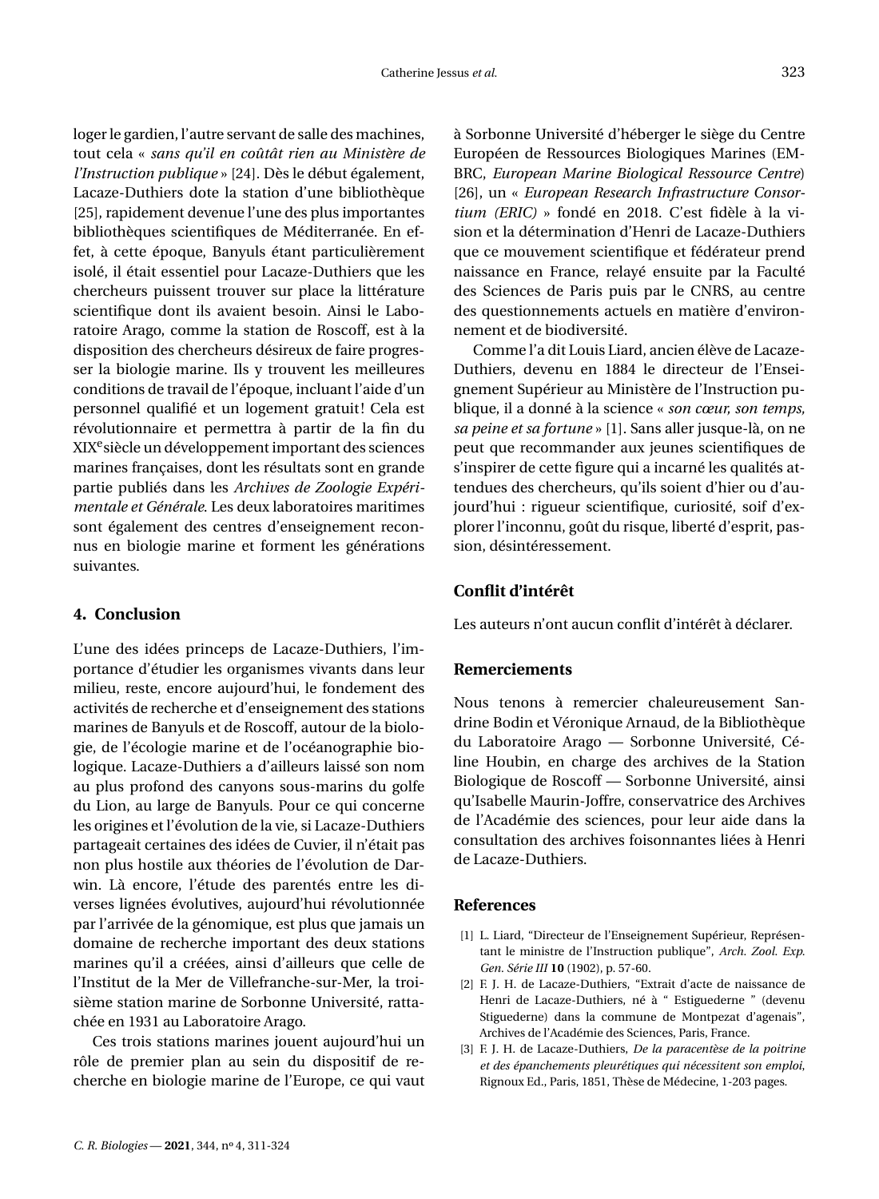loger le gardien, l'autre servant de salle des machines, tout cela « *sans qu'il en coûtât rien au Ministère de l'Instruction publique* » [24]. Dès le début également, Lacaze-Duthiers dote la station d'une bibliothèque [25], rapidement devenue l'une des plus importantes bibliothèques scientifiques de Méditerranée. En effet, à cette époque, Banyuls étant particulièrement isolé, il était essentiel pour Lacaze-Duthiers que les chercheurs puissent trouver sur place la littérature scientifique dont ils avaient besoin. Ainsi le Laboratoire Arago, comme la station de Roscoff, est à la disposition des chercheurs désireux de faire progresser la biologie marine. Ils y trouvent les meilleures conditions de travail de l'époque, incluant l'aide d'un personnel qualifié et un logement gratuit! Cela est révolutionnaire et permettra à partir de la fin du XIX[e] siècle un développement important des sciences marines françaises, dont les résultats sont en grande partie publiés dans les *Archives de Zoologie Expérimentale et Générale*. Les deux laboratoires maritimes sont également des centres d'enseignement reconnus en biologie marine et forment les générations suivantes.

## 4. Conclusion

L'une des idées princeps de Lacaze-Duthiers, l'importance d'étudier les organismes vivants dans leur milieu, reste, encore aujourd'hui, le fondement des activités de recherche et d'enseignement des stations marines de Banyuls et de Roscoff, autour de la biologie, de l'écologie marine et de l'océanographie biologique. Lacaze-Duthiers a d'ailleurs laissé son nom au plus profond des canyons sous-marins du golfe du Lion, au large de Banyuls. Pour ce qui concerne les origines et l'évolution de la vie, si Lacaze-Duthiers partageait certaines des idées de Cuvier, il n'était pas non plus hostile aux théories de l'évolution de Darwin. Là encore, l'étude des parentés entre les diverses lignées évolutives, aujourd'hui révolutionnée par l'arrivée de la génomique, est plus que jamais un domaine de recherche important des deux stations marines qu'il a créées, ainsi d'ailleurs que celle de l'Institut de la Mer de Villefranche-sur-Mer, la troisième station marine de Sorbonne Université, rattachée en 1931 au Laboratoire Arago.

Ces trois stations marines jouent aujourd'hui un rôle de premier plan au sein du dispositif de recherche en biologie marine de l'Europe, ce qui vaut à Sorbonne Université d'héberger le siège du Centre Européen de Ressources Biologiques Marines (EMBRC, *European Marine Biological Ressource Centre*) [26], un « *European Research Infrastructure Consortium (ERIC)* » fondé en 2018. C'est fidèle à la vision et la détermination d'Henri de Lacaze-Duthiers que ce mouvement scientifique et fédérateur prend naissance en France, relayé ensuite par la Faculté des Sciences de Paris puis par le CNRS, au centre des questionnements actuels en matière d'environnement et de biodiversité.

Comme l'a dit Louis Liard, ancien élève de Lacaze-Duthiers, devenu en 1884 le directeur de l'Enseignement Supérieur au Ministère de l'Instruction publique, il a donné à la science « *son cœur, son temps, sa peine et sa fortune* » [1]. Sans aller jusque-là, on ne peut que recommander aux jeunes scientifiques de s'inspirer de cette figure qui a incarné les qualités attendues des chercheurs, qu'ils soient d'hier ou d'aujourd'hui : rigueur scientifique, curiosité, soif d'explorer l'inconnu, goût du risque, liberté d'esprit, passion, désintéressement.

## Conflit d'intérêt

Les auteurs n'ont aucun conflit d'intérêt à déclarer.

## Remerciements

Nous tenons à remercier chaleureusement Sandrine Bodin et Véronique Arnaud, de la Bibliothèque du Laboratoire Arago — Sorbonne Université, Céline Houbin, en charge des archives de la Station Biologique de Roscoff — Sorbonne Université, ainsi qu'Isabelle Maurin-Joffre, conservatrice des Archives de l'Académie des sciences, pour leur aide dans la consultation des archives foisonnantes liées à Henri de Lacaze-Duthiers.

## References

[1] L. Liard, "Directeur de l'Enseignement Supérieur, Représentant le ministre de l'Instruction publique", *Arch. Zool. Exp. Gen. Série III* **10** (1902), p. 57-60.

[2] F. J. H. de Lacaze-Duthiers, "Extrait d'acte de naissance de Henri de Lacaze-Duthiers, né à " Estiguederne " (devenu Stiguederne) dans la commune de Montpezat d'agenais", Archives de l'Académie des Sciences, Paris, France.

[3] F. J. H. de Lacaze-Duthiers, *De la paracentèse de la poitrine et des épanchements pleurétiques qui nécessitent son emploi*, Rignoux Ed., Paris, 1851, Thèse de Médecine, 1-203 pages.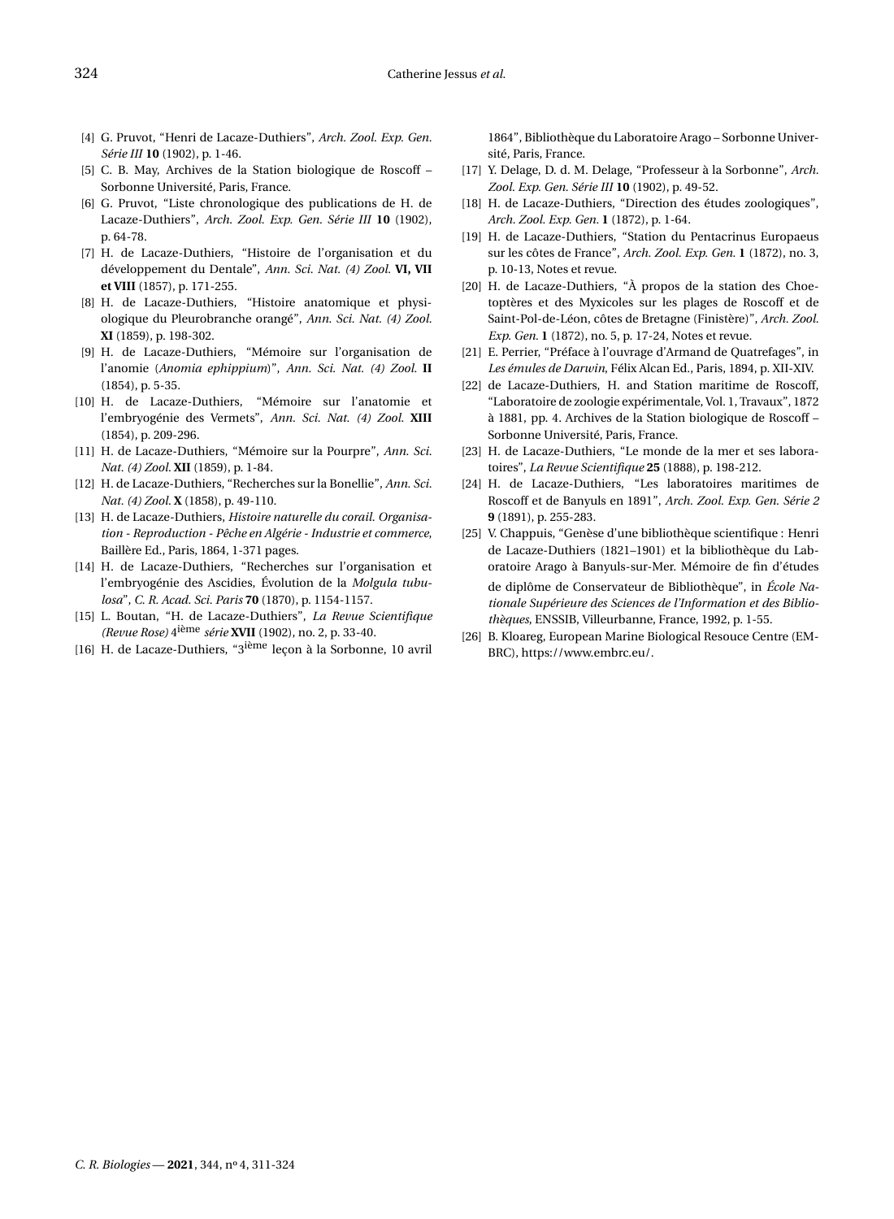[4] G. Pruvot, "Henri de Lacaze-Duthiers", *Arch. Zool. Exp. Gen. Série III* **10** (1902), p. 1-46.

[5] C. B. May, Archives de la Station biologique de Roscoff – Sorbonne Université, Paris, France.

[6] G. Pruvot, "Liste chronologique des publications de H. de Lacaze-Duthiers", *Arch. Zool. Exp. Gen. Série III* **10** (1902), p. 64-78.

[7] H. de Lacaze-Duthiers, "Histoire de l'organisation et du développement du Dentale", *Ann. Sci. Nat. (4) Zool.* **VI, VII et VIII** (1857), p. 171-255.

[8] H. de Lacaze-Duthiers, "Histoire anatomique et physiologique du Pleurobranche orangé", *Ann. Sci. Nat. (4) Zool.* **XI** (1859), p. 198-302.

[9] H. de Lacaze-Duthiers, "Mémoire sur l'organisation de l'anomie (*Anomia ephippium*)", *Ann. Sci. Nat. (4) Zool.* **II** (1854), p. 5-35.

[10] H. de Lacaze-Duthiers, "Mémoire sur l'anatomie et l'embryogénie des Vermets", *Ann. Sci. Nat. (4) Zool.* **XIII** (1854), p. 209-296.

[11] H. de Lacaze-Duthiers, "Mémoire sur la Pourpre", *Ann. Sci. Nat. (4) Zool.* **XII** (1859), p. 1-84.

[12] H. de Lacaze-Duthiers, "Recherches sur la Bonellie", *Ann. Sci. Nat. (4) Zool.* **X** (1858), p. 49-110.

[13] H. de Lacaze-Duthiers, *Histoire naturelle du corail. Organisation - Reproduction - Pêche en Algérie - Industrie et commerce*, Baillère Ed., Paris, 1864, 1-371 pages.

[14] H. de Lacaze-Duthiers, "Recherches sur l'organisation et l'embryogénie des Ascidies, Évolution de la *Molgula tubulosa*", *C. R. Acad. Sci. Paris* **70** (1870), p. 1154-1157.

[15] L. Boutan, "H. de Lacaze-Duthiers", *La Revue Scientifique (Revue Rose)* 4[ième] *série* **XVII** (1902), no. 2, p. 33-40.

[16] H. de Lacaze-Duthiers, "3[ème] leçon à la Sorbonne, 10 avril 1864", Bibliothèque du Laboratoire Arago – Sorbonne Université, Paris, France.

[17] Y. Delage, D. d. M. Delage, "Professeur à la Sorbonne", *Arch. Zool. Exp. Gen. Série III* **10** (1902), p. 49-52.

[18] H. de Lacaze-Duthiers, "Direction des études zoologiques", *Arch. Zool. Exp. Gen.* **1** (1872), p. 1-64.

[19] H. de Lacaze-Duthiers, "Station du Pentacrinus Europaeus sur les côtes de France", *Arch. Zool. Exp. Gen.* **1** (1872), no. 3, p. 10-13, Notes et revue.

[20] H. de Lacaze-Duthiers, "À propos de la station des Choetoptères et des Myxicoles sur les plages de Roscoff et de Saint-Pol-de-Léon, côtes de Bretagne (Finistère)", *Arch. Zool. Exp. Gen.* **1** (1872), no. 5, p. 17-24, Notes et revue.

[21] E. Perrier, "Préface à l'ouvrage d'Armand de Quatrefages", in *Les émules de Darwin*, Félix Alcan Ed., Paris, 1894, p. XII-XIV.

[22] de Lacaze-Duthiers, H. and Station maritime de Roscoff, "Laboratoire de zoologie expérimentale, Vol. 1, Travaux", 1872 à 1881, pp. 4. Archives de la Station biologique de Roscoff – Sorbonne Université, Paris, France.

[23] H. de Lacaze-Duthiers, "Le monde de la mer et ses laboratoires", *La Revue Scientifique* **25** (1888), p. 198-212.

[24] H. de Lacaze-Duthiers, "Les laboratoires maritimes de Roscoff et de Banyuls en 1891", *Arch. Zool. Exp. Gen. Série 2* **9** (1891), p. 255-283.

[25] V. Chappuis, "Genèse d'une bibliothèque scientifique : Henri de Lacaze-Duthiers (1821–1901) et la bibliothèque du Laboratoire Arago à Banyuls-sur-Mer. Mémoire de fin d'études de diplôme de Conservateur de Bibliothèque", in *École Nationale Supérieure des Sciences de l'Information et des Bibliothèques*, ENSSIB, Villeurbanne, France, 1992, p. 1-55.

[26] B. Kloareg, European Marine Biological Resouce Centre (EMBRC), https://www.embrc.eu/.